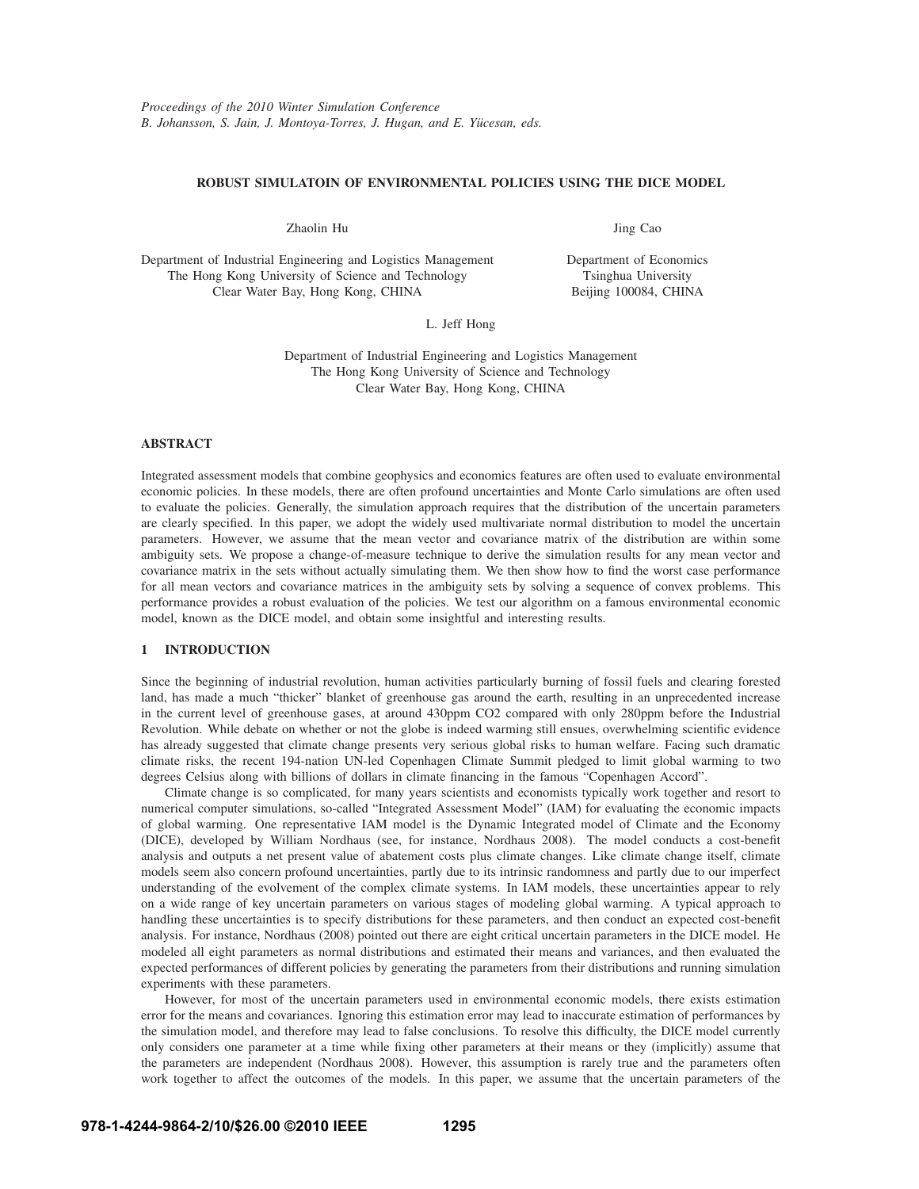# ROBUST SIMULATOIN OF ENVIRONMENTAL POLICIES USING THE DICE MODEL

Zhaolin Hu

Department of Industrial Engineering and Logistics Management
The Hong Kong University of Science and Technology
Clear Water Bay, Hong Kong, CHINA

Jing Cao

Department of Economics
Tsinghua University
Beijing 100084, CHINA

L. Jeff Hong

Department of Industrial Engineering and Logistics Management
The Hong Kong University of Science and Technology
Clear Water Bay, Hong Kong, CHINA

## ABSTRACT

Integrated assessment models that combine geophysics and economics features are often used to evaluate environmental economic policies. In these models, there are often profound uncertainties and Monte Carlo simulations are often used to evaluate the policies. Generally, the simulation approach requires that the distribution of the uncertain parameters are clearly specified. In this paper, we adopt the widely used multivariate normal distribution to model the uncertain parameters. However, we assume that the mean vector and covariance matrix of the distribution are within some ambiguity sets. We propose a change-of-measure technique to derive the simulation results for any mean vector and covariance matrix in the sets without actually simulating them. We then show how to find the worst case performance for all mean vectors and covariance matrices in the ambiguity sets by solving a sequence of convex problems. This performance provides a robust evaluation of the policies. We test our algorithm on a famous environmental economic model, known as the DICE model, and obtain some insightful and interesting results.

## 1 INTRODUCTION

Since the beginning of industrial revolution, human activities particularly burning of fossil fuels and clearing forested land, has made a much "thicker" blanket of greenhouse gas around the earth, resulting in an unprecedented increase in the current level of greenhouse gases, at around 430ppm $CO_2$ compared with only 280ppm before the Industrial Revolution. While debate on whether or not the globe is indeed warming still ensues, overwhelming scientific evidence has already suggested that climate change presents very serious global risks to human welfare. Facing such dramatic climate risks, the recent 194-nation UN-led Copenhagen Climate Summit pledged to limit global warming to two degrees Celsius along with billions of dollars in climate financing in the famous "Copenhagen Accord".

Climate change is so complicated, for many years scientists and economists typically work together and resort to numerical computer simulations, so-called "Integrated Assessment Model" (IAM) for evaluating the economic impacts of global warming. One representative IAM model is the Dynamic Integrated model of Climate and the Economy (DICE), developed by William Nordhaus (see, for instance, Nordhaus 2008). The model conducts a cost-benefit analysis and outputs a net present value of abatement costs plus climate changes. Like climate change itself, climate models seem also concern profound uncertainties, partly due to its intrinsic randomness and partly due to our imperfect understanding of the evolvement of the complex climate systems. In IAM models, these uncertainties appear to rely on a wide range of key uncertain parameters on various stages of modeling global warming. A typical approach to handling these uncertainties is to specify distributions for these parameters, and then conduct an expected cost-benefit analysis. For instance, Nordhaus (2008) pointed out there are eight critical uncertain parameters in the DICE model. He modeled all eight parameters as normal distributions and estimated their means and variances, and then evaluated the expected performances of different policies by generating the parameters from their distributions and running simulation experiments with these parameters.

However, for most of the uncertain parameters used in environmental economic models, there exists estimation error for the means and covariances. Ignoring this estimation error may lead to inaccurate estimation of performances by the simulation model, and therefore may lead to false conclusions. To resolve this difficulty, the DICE model currently only considers one parameter at a time while fixing other parameters at their means or they (implicitly) assume that the parameters are independent (Nordhaus 2008). However, this assumption is rarely true and the parameters often work together to affect the outcomes of the models. In this paper, we assume that the uncertain parameters of the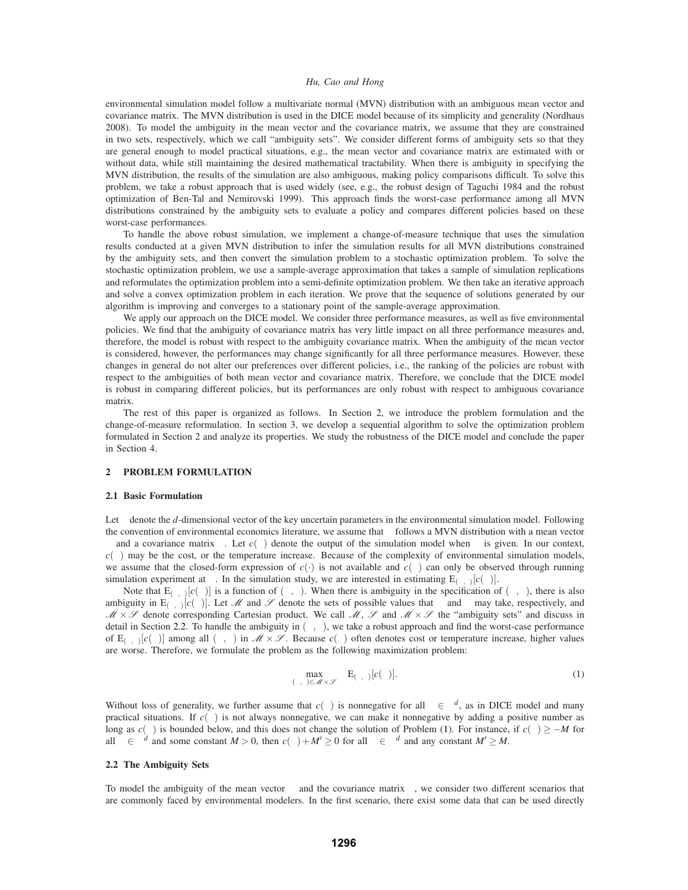environmental simulation model follow a multivariate normal (MVN) distribution with an ambiguous mean vector and covariance matrix. The MVN distribution is used in the DICE model because of its simplicity and generality (Nordhaus 2008). To model the ambiguity in the mean vector and the covariance matrix, we assume that they are constrained in two sets, respectively, which we call "ambiguity sets". We consider different forms of ambiguity sets so that they are general enough to model practical situations, e.g., the mean vector and covariance matrix are estimated with or without data, while still maintaining the desired mathematical tractability. When there is ambiguity in specifying the MVN distribution, the results of the simulation are also ambiguous, making policy comparisons difficult. To solve this problem, we take a robust approach that is used widely (see, e.g., the robust design of Taguchi 1984 and the robust optimization of Ben-Tal and Nemirovski 1999). This approach finds the worst-case performance among all MVN distributions constrained by the ambiguity sets to evaluate a policy and compares different policies based on these worst-case performances.

To handle the above robust simulation, we implement a change-of-measure technique that uses the simulation results conducted at a given MVN distribution to infer the simulation results for all MVN distributions constrained by the ambiguity sets, and then convert the simulation problem to a stochastic optimization problem. To solve the stochastic optimization problem, we use a sample-average approximation that takes a sample of simulation replications and reformulates the optimization problem into a semi-definite optimization problem. We then take an iterative approach and solve a convex optimization problem in each iteration. We prove that the sequence of solutions generated by our algorithm is improving and converges to a stationary point of the sample-average approximation.

We apply our approach on the DICE model. We consider three performance measures, as well as five environmental policies. We find that the ambiguity of covariance matrix has very little impact on all three performance measures and, therefore, the model is robust with respect to the ambiguity covariance matrix. When the ambiguity of the mean vector is considered, however, the performances may change significantly for all three performance measures. However, these changes in general do not alter our preferences over different policies, i.e., the ranking of the policies are robust with respect to the ambiguities of both mean vector and covariance matrix. Therefore, we conclude that the DICE model is robust in comparing different policies, but its performances are only robust with respect to ambiguous covariance matrix.

The rest of this paper is organized as follows. In Section 2, we introduce the problem formulation and the change-of-measure reformulation. In section 3, we develop a sequential algorithm to solve the optimization problem formulated in Section 2 and analyze its properties. We study the robustness of the DICE model and conclude the paper in Section 4.

## 2 PROBLEM FORMULATION

### 2.1 Basic Formulation

Let $\xi$ denote the $d$-dimensional vector of the key uncertain parameters in the environmental simulation model. Following the convention of environmental economics literature, we assume that $\xi$ follows a MVN distribution with a mean vector $\mu$ and a covariance matrix $\Sigma$. Let $c(\xi)$ denote the output of the simulation model when $\xi$ is given. In our context, $c(\xi)$ may be the cost, or the temperature increase. Because of the complexity of environmental simulation models, we assume that the closed-form expression of $c(\cdot)$ is not available and $c(\xi)$ can only be observed through running simulation experiment at $\xi$. In the simulation study, we are interested in estimating $\mathrm{E}_{(\mu,\Sigma)}[c(\xi)]$.

Note that $\mathrm{E}_{(\mu,\Sigma)}[c(\xi)]$ is a function of $(\mu,\Sigma)$. When there is ambiguity in the specification of $(\mu,\Sigma)$, there is also ambiguity in $\mathrm{E}_{(\mu,\Sigma)}[c(\xi)]$. Let $\mathscr{M}$ and $\mathscr{S}$ denote the sets of possible values that $\mu$ and $\Sigma$ may take, respectively, and $\mathscr{M}\times\mathscr{S}$ denote corresponding Cartesian product. We call $\mathscr{M}$, $\mathscr{S}$ and $\mathscr{M}\times\mathscr{S}$ the "ambiguity sets" and discuss in detail in Section 2.2. To handle the ambiguity in $(\mu,\Sigma)$, we take a robust approach and find the worst-case performance of $\mathrm{E}_{(\mu,\Sigma)}[c(\xi)]$ among all $(\mu,\Sigma)$ in $\mathscr{M}\times\mathscr{S}$. Because $c(\xi)$ often denotes cost or temperature increase, higher values are worse. Therefore, we formulate the problem as the following maximization problem:

$$\max_{(\mu,\Sigma)\in\mathscr{M}\times\mathscr{S}} \mathrm{E}_{(\mu,\Sigma)}[c(\xi)]. \tag{1}$$

Without loss of generality, we further assume that $c(\xi)$ is nonnegative for all $\xi\in\Re^d$, as in DICE model and many practical situations. If $c(\xi)$ is not always nonnegative, we can make it nonnegative by adding a positive number as long as $c(\xi)$ is bounded below, and this does not change the solution of Problem (1). For instance, if $c(\xi)\geq -M$ for all $\xi\in\Re^d$ and some constant $M>0$, then $c(\xi)+M'\geq 0$ for all $\xi\in\Re^d$ and any constant $M'\geq M$.

### 2.2 The Ambiguity Sets

To model the ambiguity of the mean vector $\mu$ and the covariance matrix $\Sigma$, we consider two different scenarios that are commonly faced by environmental modelers. In the first scenario, there exist some data that can be used directly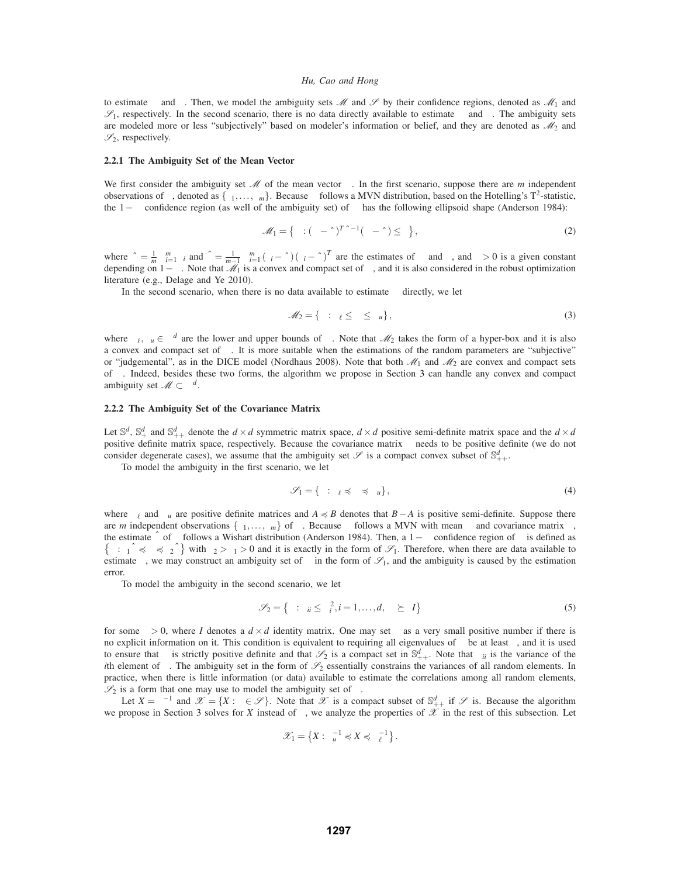to estimate $\mu$ and $\Sigma$. Then, we model the ambiguity sets $\mathscr{M}$ and $\mathscr{S}$ by their confidence regions, denoted as $\mathscr{M}_1$ and $\mathscr{S}_1$, respectively. In the second scenario, there is no data directly available to estimate $\mu$ and $\Sigma$. The ambiguity sets are modeled more or less "subjectively" based on modeler's information or belief, and they are denoted as $\mathscr{M}_2$ and $\mathscr{S}_2$, respectively.

### 2.2.1 The Ambiguity Set of the Mean Vector

We first consider the ambiguity set $\mathscr{M}$ of the mean vector $\mu$. In the first scenario, suppose there are $m$ independent observations of $\xi$, denoted as $\{\xi_1,\ldots,\xi_m\}$. Because $\xi$ follows a MVN distribution, based on the Hotelling's $T^2$-statistic, the $1-\alpha$ confidence region (as well of the ambiguity set) of $\mu$ has the following ellipsoid shape (Anderson 1984):

$$\mathscr{M}_1 = \left\{\mu : (\mu-\hat{\mu})^T\hat{\Sigma}^{-1}(\mu-\hat{\mu}) \le \gamma\right\}, \tag{2}$$

where $\hat{\mu} = \frac{1}{m}\sum_{i=1}^m \xi_i$ and $\hat{\Sigma} = \frac{1}{m-1}\sum_{i=1}^m(\xi_i-\hat{\mu})(\xi_i-\hat{\mu})^T$ are the estimates of $\mu$ and $\Sigma$, and $\gamma > 0$ is a given constant depending on $1-\alpha$. Note that $\mathscr{M}_1$ is a convex and compact set of $\mu$, and it is also considered in the robust optimization literature (e.g., Delage and Ye 2010).

In the second scenario, when there is no data available to estimate $\mu$ directly, we let

$$\mathscr{M}_2 = \{\mu : \mu_\ell \le \mu \le \mu_u\}, \tag{3}$$

where $\mu_\ell, \mu_u \in \mathbb{R}^d$ are the lower and upper bounds of $\mu$. Note that $\mathscr{M}_2$ takes the form of a hyper-box and it is also a convex and compact set of $\mu$. It is more suitable when the estimations of the random parameters are "subjective" or "judgemental", as in the DICE model (Nordhaus 2008). Note that both $\mathscr{M}_1$ and $\mathscr{M}_2$ are convex and compact sets of $\mu$. Indeed, besides these two forms, the algorithm we propose in Section 3 can handle any convex and compact ambiguity set $\mathscr{M} \subset \mathbb{R}^d$.

### 2.2.2 The Ambiguity Set of the Covariance Matrix

Let $\mathbb{S}^d$, $\mathbb{S}^d_+$ and $\mathbb{S}^d_{++}$ denote the $d\times d$ symmetric matrix space, $d\times d$ positive semi-definite matrix space and the $d\times d$ positive definite matrix space, respectively. Because the covariance matrix $\Sigma$ needs to be positive definite (we do not consider degenerate cases), we assume that the ambiguity set $\mathscr{S}$ is a compact convex subset of $\mathbb{S}^d_{++}$.

To model the ambiguity in the first scenario, we let

$$\mathscr{S}_1 = \{\Sigma : \Sigma_\ell \preccurlyeq \Sigma \preccurlyeq \Sigma_u\}, \tag{4}$$

where $\Sigma_\ell$ and $\Sigma_u$ are positive definite matrices and $A \preccurlyeq B$ denotes that $B-A$ is positive semi-definite. Suppose there are $m$ independent observations $\{\xi_1,\ldots,\xi_m\}$ of $\xi$. Because $\xi$ follows a MVN with mean $\mu$ and covariance matrix $\Sigma$, the estimate $\hat{\Sigma}$ of $\Sigma$ follows a Wishart distribution (Anderson 1984). Then, a $1-\alpha$ confidence region of $\Sigma$ is defined as $\left\{\Sigma : \beta_1\hat{\Sigma} \preccurlyeq \Sigma \preccurlyeq \beta_2\hat{\Sigma}\right\}$ with $\beta_2 > \beta_1 > 0$ and it is exactly in the form of $\mathscr{S}_1$. Therefore, when there are data available to estimate $\Sigma$, we may construct an ambiguity set of $\Sigma$ in the form of $\mathscr{S}_1$, and the ambiguity is caused by the estimation error.

To model the ambiguity in the second scenario, we let

$$\mathscr{S}_2 = \left\{\Sigma : \Sigma_{ii} \le \sigma_i^2, i=1,\ldots,d,\ \Sigma \succeq \varepsilon I\right\} \tag{5}$$

for some $\varepsilon > 0$, where $I$ denotes a $d\times d$ identity matrix. One may set $\varepsilon$ as a very small positive number if there is no explicit information on it. This condition is equivalent to requiring all eigenvalues of $\Sigma$ be at least $\varepsilon$, and it is used to ensure that $\Sigma$ is strictly positive definite and that $\mathscr{S}_2$ is a compact set in $\mathbb{S}^d_{++}$. Note that $\Sigma_{ii}$ is the variance of the $i$th element of $\xi$. The ambiguity set in the form of $\mathscr{S}_2$ essentially constrains the variances of all random elements. In practice, when there is little information (or data) available to estimate the correlations among all random elements, $\mathscr{S}_2$ is a form that one may use to model the ambiguity set of $\Sigma$.

Let $X = \Sigma^{-1}$ and $\mathscr{X} = \{X : \Sigma \in \mathscr{S}\}$. Note that $\mathscr{X}$ is a compact subset of $\mathbb{S}^d_{++}$ if $\mathscr{S}$ is. Because the algorithm we propose in Section 3 solves for $X$ instead of $\Sigma$, we analyze the properties of $\mathscr{X}$ in the rest of this subsection. Let

$$\mathscr{X}_1 = \left\{X : \Sigma_u^{-1} \preccurlyeq X \preccurlyeq \Sigma_\ell^{-1}\right\}.$$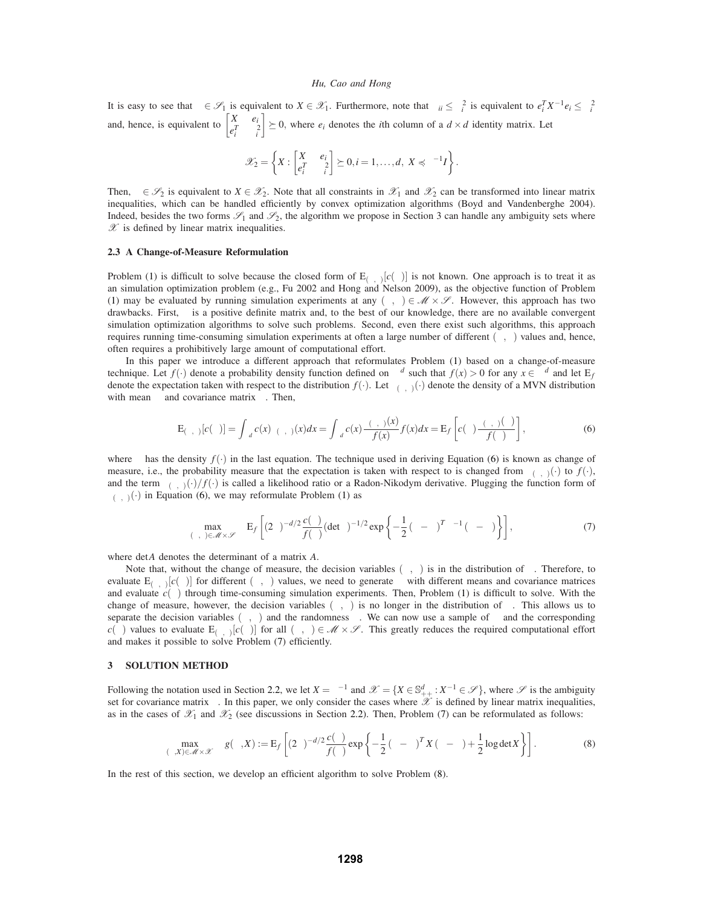It is easy to see that $\Sigma \in \mathscr{S}_1$ is equivalent to $X \in \mathscr{X}_1$. Furthermore, note that $\Sigma_{ii} \leq \sigma_i^2$ is equivalent to $e_i^T X^{-1} e_i \leq \sigma_i^2$ and, hence, is equivalent to $\begin{bmatrix} X & e_i \\ e_i^T & \sigma_i^2 \end{bmatrix} \succeq 0$, where $e_i$ denotes the $i$th column of a $d \times d$ identity matrix. Let

$$\mathscr{X}_2 = \left\{ X : \begin{bmatrix} X & e_i \\ e_i^T & \sigma_i^2 \end{bmatrix} \succeq 0, i = 1, \ldots, d, \ X \preccurlyeq \lambda^{-1} I \right\}.$$

Then, $\Sigma \in \mathscr{S}_2$ is equivalent to $X \in \mathscr{X}_2$. Note that all constraints in $\mathscr{X}_1$ and $\mathscr{X}_2$ can be transformed into linear matrix inequalities, which can be handled efficiently by convex optimization algorithms (Boyd and Vandenberghe 2004). Indeed, besides the two forms $\mathscr{S}_1$ and $\mathscr{S}_2$, the algorithm we propose in Section 3 can handle any ambiguity sets where $\mathscr{X}$ is defined by linear matrix inequalities.

### 2.3 A Change-of-Measure Reformulation

Problem (1) is difficult to solve because the closed form of $\mathrm{E}_{(\mu,\Sigma)}[c(\xi)]$ is not known. One approach is to treat it as an simulation optimization problem (e.g., Fu 2002 and Hong and Nelson 2009), as the objective function of Problem (1) may be evaluated by running simulation experiments at any $(\mu, \Sigma) \in \mathscr{M} \times \mathscr{S}$. However, this approach has two drawbacks. First, $\Sigma$ is a positive definite matrix and, to the best of our knowledge, there are no available convergent simulation optimization algorithms to solve such problems. Second, even there exist such algorithms, this approach requires running time-consuming simulation experiments at often a large number of different $(\mu, \Sigma)$ values and, hence, often requires a prohibitively large amount of computational effort.

In this paper we introduce a different approach that reformulates Problem (1) based on a change-of-measure technique. Let $f(\cdot)$ denote a probability density function defined on $\Re^d$ such that $f(x) > 0$ for any $x \in \Re^d$ and let $\mathrm{E}_f$ denote the expectation taken with respect to the distribution $f(\cdot)$. Let $\phi_{(\mu,\Sigma)}(\cdot)$ denote the density of a MVN distribution with mean $\mu$ and covariance matrix $\Sigma$. Then,

$$\mathrm{E}_{(\mu,\Sigma)}[c(\xi)] = \int_{\Re^d} c(x)\phi_{(\mu,\Sigma)}(x)dx = \int_{\Re^d} c(x)\frac{\phi_{(\mu,\Sigma)}(x)}{f(x)} f(x)dx = \mathrm{E}_f\left[c(\xi)\frac{\phi_{(\mu,\Sigma)}(\xi)}{f(\xi)}\right], \tag{6}$$

where $\xi$ has the density $f(\cdot)$ in the last equation. The technique used in deriving Equation (6) is known as change of measure, i.e., the probability measure that the expectation is taken with respect to is changed from $\phi_{(\mu,\Sigma)}(\cdot)$ to $f(\cdot)$, and the term $\phi_{(\mu,\Sigma)}(\cdot)/f(\cdot)$ is called a likelihood ratio or a Radon-Nikodym derivative. Plugging the function form of $\phi_{(\mu,\Sigma)}(\cdot)$ in Equation (6), we may reformulate Problem (1) as

$$\max_{(\mu,\Sigma)\in\mathscr{M}\times\mathscr{S}} \ \mathrm{E}_f\left[(2\pi)^{-d/2}\frac{c(\xi)}{f(\xi)}(\det\Sigma)^{-1/2}\exp\left\{-\frac{1}{2}(\xi-\mu)^T\Sigma^{-1}(\xi-\mu)\right\}\right], \tag{7}$$

where $\det A$ denotes the determinant of a matrix $A$.

Note that, without the change of measure, the decision variables $(\mu, \Sigma)$ is in the distribution of $\xi$. Therefore, to evaluate $\mathrm{E}_{(\mu,\Sigma)}[c(\xi)]$ for different $(\mu, \Sigma)$ values, we need to generate $\xi$ with different means and covariance matrices and evaluate $c(\xi)$ through time-consuming simulation experiments. Then, Problem (1) is difficult to solve. With the change of measure, however, the decision variables $(\mu, \Sigma)$ is no longer in the distribution of $\xi$. This allows us to separate the decision variables $(\mu, \Sigma)$ and the randomness $\xi$. We can now use a sample of $\xi$ and the corresponding $c(\xi)$ values to evaluate $\mathrm{E}_{(\mu,\Sigma)}[c(\xi)]$ for all $(\mu, \Sigma) \in \mathscr{M} \times \mathscr{S}$. This greatly reduces the required computational effort and makes it possible to solve Problem (7) efficiently.

## 3 SOLUTION METHOD

Following the notation used in Section 2.2, we let $X = \Sigma^{-1}$ and $\mathscr{X} = \{X \in \mathbb{S}_{++}^d : X^{-1} \in \mathscr{S}\}$, where $\mathscr{S}$ is the ambiguity set for covariance matrix $\Sigma$. In this paper, we only consider the cases where $\mathscr{X}$ is defined by linear matrix inequalities, as in the cases of $\mathscr{X}_1$ and $\mathscr{X}_2$ (see discussions in Section 2.2). Then, Problem (7) can be reformulated as follows:

$$\max_{(\mu,X)\in\mathscr{M}\times\mathscr{X}} \ g(\mu, X) := \mathrm{E}_f\left[(2\pi)^{-d/2}\frac{c(\xi)}{f(\xi)}\exp\left\{-\frac{1}{2}(\xi-\mu)^T X(\xi-\mu) + \frac{1}{2}\log\det X\right\}\right]. \tag{8}$$

In the rest of this section, we develop an efficient algorithm to solve Problem (8).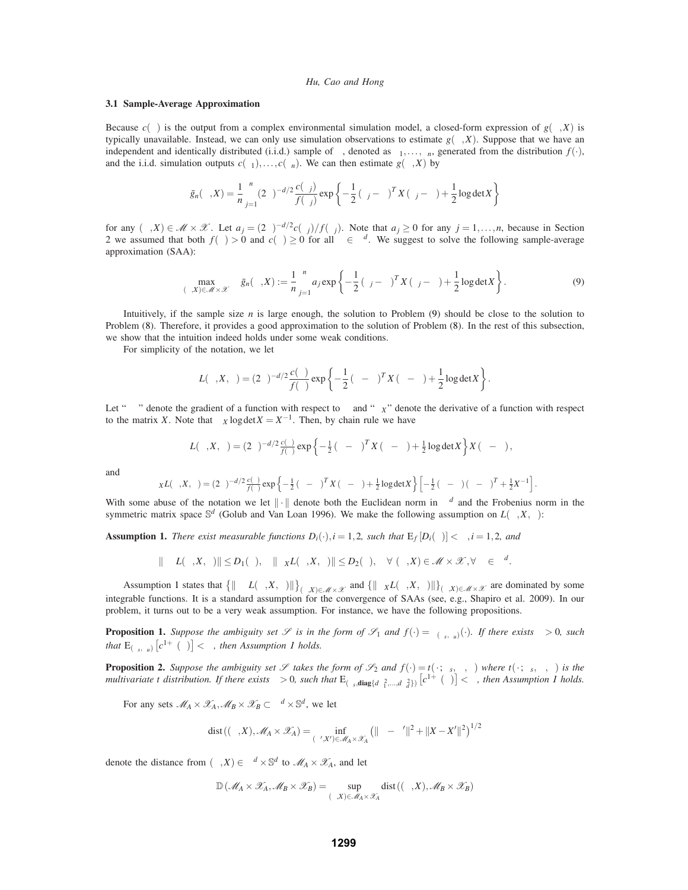### 3.1 Sample-Average Approximation

Because $c(\xi)$ is the output from a complex environmental simulation model, a closed-form expression of $g(\mu, X)$ is typically unavailable. Instead, we can only use simulation observations to estimate $g(\mu, X)$. Suppose that we have an independent and identically distributed (i.i.d.) sample of $\xi$, denoted as $\xi_1, \ldots, \xi_n$, generated from the distribution $f(\cdot)$, and the i.i.d. simulation outputs $c(\xi_1), \ldots, c(\xi_n)$. We can then estimate $g(\mu, X)$ by

$$\bar{g}_n(\mu, X) = \frac{1}{n}\sum_{j=1}^{n}(2\pi)^{-d/2}\frac{c(\xi_j)}{f(\xi_j)}\exp\left\{-\frac{1}{2}(\xi_j - \mu)^T X(\xi_j - \mu) + \frac{1}{2}\log\det X\right\}$$

for any $(\mu, X) \in \mathcal{M} \times \mathcal{X}$. Let $a_j = (2\pi)^{-d/2}c(\xi_j)/f(\xi_j)$. Note that $a_j \geq 0$ for any $j = 1, \ldots, n$, because in Section 2 we assumed that both $f(\xi) > 0$ and $c(\xi) \geq 0$ for all $\xi \in \Re^d$. We suggest to solve the following sample-average approximation (SAA):

$$\max_{(\mu,X)\in\mathcal{M}\times\mathcal{X}} \quad \bar{g}_n(\mu, X) := \frac{1}{n}\sum_{j=1}^{n} a_j \exp\left\{-\frac{1}{2}(\xi_j - \mu)^T X(\xi_j - \mu) + \frac{1}{2}\log\det X\right\}. \tag{9}$$

Intuitively, if the sample size $n$ is large enough, the solution to Problem (9) should be close to the solution to Problem (8). Therefore, it provides a good approximation to the solution of Problem (8). In the rest of this subsection, we show that the intuition indeed holds under some weak conditions.

For simplicity of the notation, we let

$$L(\mu, X, \xi) = (2\pi)^{-d/2}\frac{c(\xi)}{f(\xi)}\exp\left\{-\frac{1}{2}(\xi - \mu)^T X(\xi - \mu) + \frac{1}{2}\log\det X\right\}.$$

Let "$\nabla_\mu$" denote the gradient of a function with respect to $\mu$ and "$\nabla_X$" denote the derivative of a function with respect to the matrix $X$. Note that $\nabla_X \log\det X = X^{-1}$. Then, by chain rule we have

$$\nabla_\mu L(\mu, X, \xi) = (2\pi)^{-d/2}\tfrac{c(\xi)}{f(\xi)}\exp\left\{-\tfrac{1}{2}(\xi - \mu)^T X(\xi - \mu) + \tfrac{1}{2}\log\det X\right\}X(\xi - \mu),$$

and

$$\nabla_X L(\mu, X, \xi) = (2\pi)^{-d/2}\tfrac{c(\xi)}{f(\xi)}\exp\left\{-\tfrac{1}{2}(\xi - \mu)^T X(\xi - \mu) + \tfrac{1}{2}\log\det X\right\}\left[-\tfrac{1}{2}(\xi - \mu)(\xi - \mu)^T + \tfrac{1}{2}X^{-1}\right].$$

With some abuse of the notation we let $\|\cdot\|$ denote both the Euclidean norm in $\Re^d$ and the Frobenius norm in the symmetric matrix space $\mathbb{S}^d$ (Golub and Van Loan 1996). We make the following assumption on $L(\mu, X, \xi)$:

**Assumption 1.** *There exist measurable functions $D_i(\cdot), i = 1, 2$, such that $\mathrm{E}_f[D_i(\xi)] < \infty, i = 1, 2$, and*

$$\|\nabla_\mu L(\mu, X, \xi)\| \leq D_1(\xi), \quad \|\nabla_X L(\mu, X, \xi)\| \leq D_2(\xi), \quad \forall (\mu, X) \in \mathcal{M} \times \mathcal{X}, \forall \xi \in \Re^d.$$

Assumption 1 states that $\left\{\|\nabla_\mu L(\mu, X, \xi)\|\right\}_{(\mu,X)\in\mathcal{M}\times\mathcal{X}}$ and $\left\{\|\nabla_X L(\mu, X, \xi)\|\right\}_{(\mu,X)\in\mathcal{M}\times\mathcal{X}}$ are dominated by some integrable functions. It is a standard assumption for the convergence of SAAs (see, e.g., Shapiro et al. 2009). In our problem, it turns out to be a very weak assumption. For instance, we have the following propositions.

**Proposition 1.** *Suppose the ambiguity set $\mathcal{S}$ is in the form of $\mathcal{S}_1$ and $f(\cdot) = \phi_{(\mu_s, \Sigma_u)}(\cdot)$. If there exists $\gamma > 0$, such that $\mathrm{E}_{(\mu_s, \Sigma_u)}\left[c^{1+\gamma}(\xi)\right] < \infty$, then Assumption 1 holds.*

**Proposition 2.** *Suppose the ambiguity set $\mathcal{S}$ takes the form of $\mathcal{S}_2$ and $f(\cdot) = t(\cdot; \mu_s, \Sigma, \nu)$ where $t(\cdot; \mu_s, \Sigma, \nu)$ is the multivariate t distribution. If there exists $\gamma > 0$, such that $\mathrm{E}_{(\mu_s, \mathbf{diag}\{d\sigma_1^2, \ldots, d\sigma_d^2\})}\left[c^{1+\gamma}(\xi)\right] < \infty$, then Assumption 1 holds.*

For any sets $\mathcal{M}_A \times \mathcal{X}_A, \mathcal{M}_B \times \mathcal{X}_B \subset \Re^d \times \mathbb{S}^d$, we let

$$\mathrm{dist}((\mu, X), \mathcal{M}_A \times \mathcal{X}_A) = \inf_{(\mu', X')\in\mathcal{M}_A\times\mathcal{X}_A}\left(\|\mu - \mu'\|^2 + \|X - X'\|^2\right)^{1/2}$$

denote the distance from $(\mu, X) \in \Re^d \times \mathbb{S}^d$ to $\mathcal{M}_A \times \mathcal{X}_A$, and let

$$\mathbb{D}(\mathcal{M}_A \times \mathcal{X}_A, \mathcal{M}_B \times \mathcal{X}_B) = \sup_{(\mu,X)\in\mathcal{M}_A\times\mathcal{X}_A}\mathrm{dist}((\mu, X), \mathcal{M}_B \times \mathcal{X}_B)$$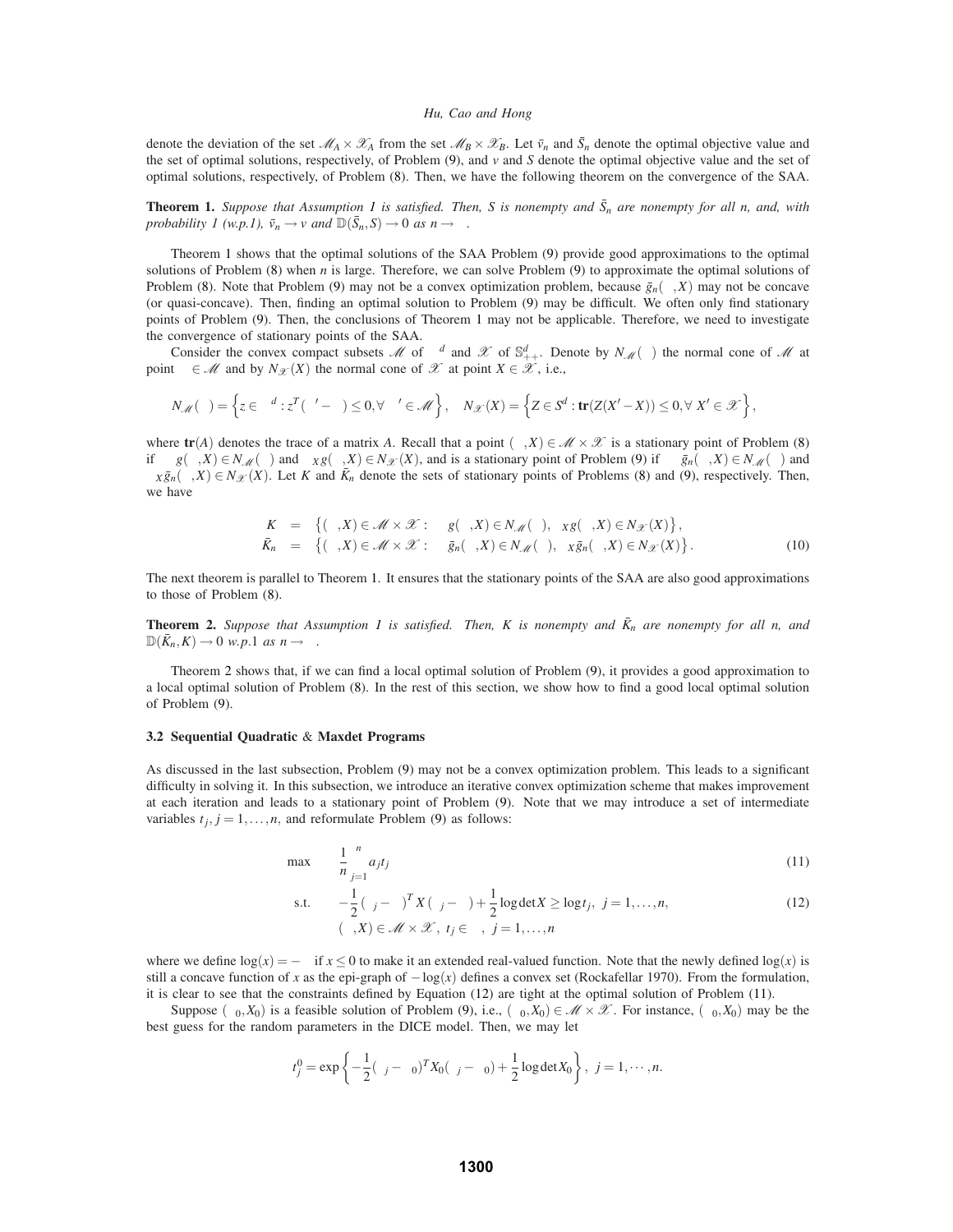denote the deviation of the set $\mathscr{M}_A \times \mathscr{X}_A$ from the set $\mathscr{M}_B \times \mathscr{X}_B$. Let $\bar{v}_n$ and $\bar{S}_n$ denote the optimal objective value and the set of optimal solutions, respectively, of Problem (9), and $v$ and $S$ denote the optimal objective value and the set of optimal solutions, respectively, of Problem (8). Then, we have the following theorem on the convergence of the SAA.

**Theorem 1.** *Suppose that Assumption 1 is satisfied. Then, $S$ is nonempty and $\bar{S}_n$ are nonempty for all $n$, and, with probability 1 (w.p.1), $\bar{v}_n \to v$ and $\mathbb{D}(\bar{S}_n, S) \to 0$ as $n \to \infty$.*

Theorem 1 shows that the optimal solutions of the SAA Problem (9) provide good approximations to the optimal solutions of Problem (8) when $n$ is large. Therefore, we can solve Problem (9) to approximate the optimal solutions of Problem (8). Note that Problem (9) may not be a convex optimization problem, because $\bar{g}_n(\mu, X)$ may not be concave (or quasi-concave). Then, finding an optimal solution to Problem (9) may be difficult. We often only find stationary points of Problem (9). Then, the conclusions of Theorem 1 may not be applicable. Therefore, we need to investigate the convergence of stationary points of the SAA.

Consider the convex compact subsets $\mathscr{M}$ of $\Re^d$ and $\mathscr{X}$ of $\mathbb{S}^d_{++}$. Denote by $N_{\mathscr{M}}(\mu)$ the normal cone of $\mathscr{M}$ at point $\mu \in \mathscr{M}$ and by $N_{\mathscr{X}}(X)$ the normal cone of $\mathscr{X}$ at point $X \in \mathscr{X}$, i.e.,

$$N_{\mathscr{M}}(\mu) = \left\{ z \in \Re^d : z^T(\mu' - \mu) \le 0, \forall \mu' \in \mathscr{M} \right\}, \quad N_{\mathscr{X}}(X) = \left\{ Z \in S^d : \mathbf{tr}(Z(X' - X)) \le 0, \forall\, X' \in \mathscr{X} \right\},$$

where $\mathbf{tr}(A)$ denotes the trace of a matrix $A$. Recall that a point $(\mu, X) \in \mathscr{M} \times \mathscr{X}$ is a stationary point of Problem (8) if $\nabla_\mu g(\mu, X) \in N_{\mathscr{M}}(\mu)$ and $\nabla_X g(\mu, X) \in N_{\mathscr{X}}(X)$, and is a stationary point of Problem (9) if $\nabla_\mu \bar{g}_n(\mu, X) \in N_{\mathscr{M}}(\mu)$ and $\nabla_X \bar{g}_n(\mu, X) \in N_{\mathscr{X}}(X)$. Let $K$ and $\bar{K}_n$ denote the sets of stationary points of Problems (8) and (9), respectively. Then, we have

$$\begin{aligned}
K &= \left\{ (\mu, X) \in \mathscr{M} \times \mathscr{X} : \nabla_\mu g(\mu, X) \in N_{\mathscr{M}}(\mu),\ \nabla_X g(\mu, X) \in N_{\mathscr{X}}(X) \right\}, \\
\bar{K}_n &= \left\{ (\mu, X) \in \mathscr{M} \times \mathscr{X} : \nabla_\mu \bar{g}_n(\mu, X) \in N_{\mathscr{M}}(\mu),\ \nabla_X \bar{g}_n(\mu, X) \in N_{\mathscr{X}}(X) \right\}.
\end{aligned} \tag{10}$$

The next theorem is parallel to Theorem 1. It ensures that the stationary points of the SAA are also good approximations to those of Problem (8).

**Theorem 2.** *Suppose that Assumption 1 is satisfied. Then, $K$ is nonempty and $\bar{K}_n$ are nonempty for all $n$, and $\mathbb{D}(\bar{K}_n, K) \to 0$ w.p.1 as $n \to \infty$.*

Theorem 2 shows that, if we can find a local optimal solution of Problem (9), it provides a good approximation to a local optimal solution of Problem (8). In the rest of this section, we show how to find a good local optimal solution of Problem (9).

### 3.2 Sequential Quadratic & Maxdet Programs

As discussed in the last subsection, Problem (9) may not be a convex optimization problem. This leads to a significant difficulty in solving it. In this subsection, we introduce an iterative convex optimization scheme that makes improvement at each iteration and leads to a stationary point of Problem (9). Note that we may introduce a set of intermediate variables $t_j, j = 1, \ldots, n$, and reformulate Problem (9) as follows:

$$\max \quad \frac{1}{n}\sum_{j=1}^{n} a_j t_j \tag{11}$$

$$\text{s.t.} \quad -\frac{1}{2}(\xi_j - \mu)^T X (\xi_j - \mu) + \frac{1}{2}\log\det X \ge \log t_j, \ j = 1, \ldots, n, \tag{12}$$

$$(\mu, X) \in \mathscr{M} \times \mathscr{X},\ t_j \in \Re,\ j = 1, \ldots, n$$

where we define $\log(x) = -\infty$ if $x \le 0$ to make it an extended real-valued function. Note that the newly defined $\log(x)$ is still a concave function of $x$ as the epi-graph of $-\log(x)$ defines a convex set (Rockafellar 1970). From the formulation, it is clear to see that the constraints defined by Equation (12) are tight at the optimal solution of Problem (11).

Suppose $(\mu_0, X_0)$ is a feasible solution of Problem (9), i.e., $(\mu_0, X_0) \in \mathscr{M} \times \mathscr{X}$. For instance, $(\mu_0, X_0)$ may be the best guess for the random parameters in the DICE model. Then, we may let

$$t_j^0 = \exp\left\{ -\frac{1}{2}(\xi_j - \mu_0)^T X_0 (\xi_j - \mu_0) + \frac{1}{2}\log\det X_0 \right\}, \ j = 1, \cdots, n.$$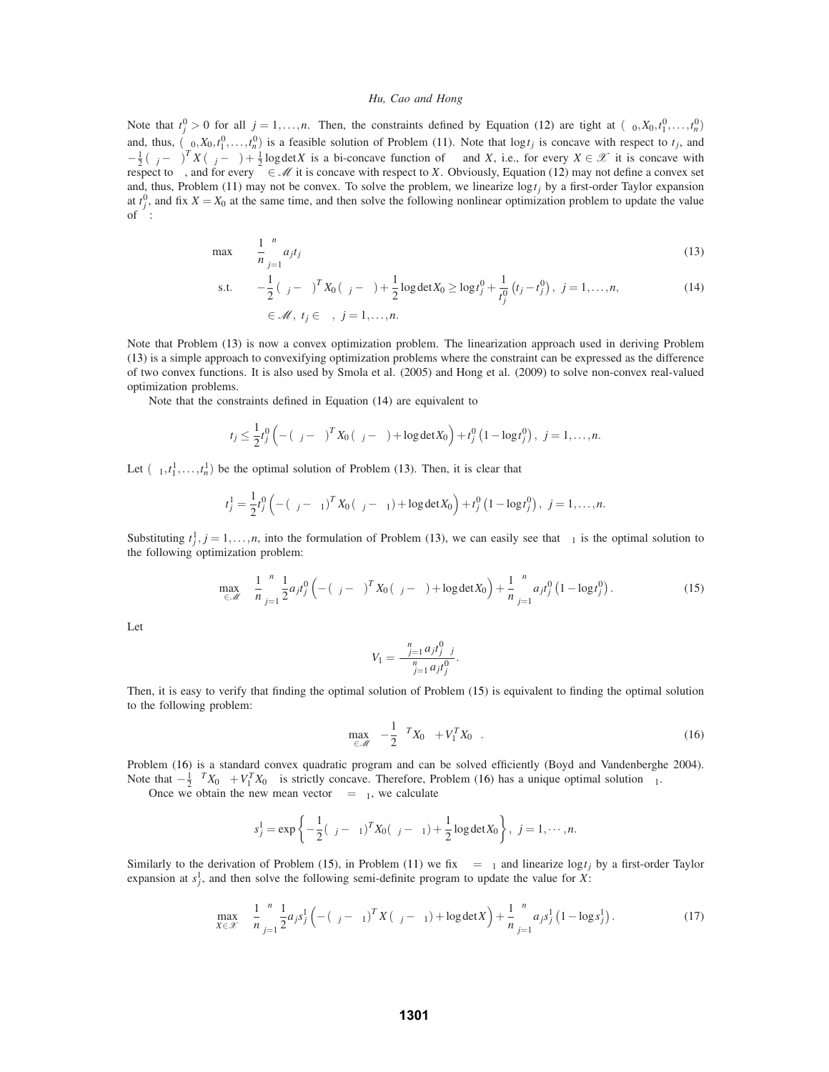Note that $t_j^0 > 0$ for all $j = 1, \ldots, n$. Then, the constraints defined by Equation (12) are tight at $(\mu_0, X_0, t_1^0, \ldots, t_n^0)$ and, thus, $(\mu_0, X_0, t_1^0, \ldots, t_n^0)$ is a feasible solution of Problem (11). Note that $\log t_j$ is concave with respect to $t_j$, and $-\frac{1}{2}(x_j - \mu)^T X (x_j - \mu) + \frac{1}{2}\log\det X$ is a bi-concave function of $\mu$ and $X$, i.e., for every $X \in \mathscr{X}$ it is concave with respect to $\mu$, and for every $\mu \in \mathscr{M}$ it is concave with respect to $X$. Obviously, Equation (12) may not define a convex set and, thus, Problem (11) may not be convex. To solve the problem, we linearize $\log t_j$ by a first-order Taylor expansion at $t_j^0$, and fix $X = X_0$ at the same time, and then solve the following nonlinear optimization problem to update the value of $\mu$:

$$\max_{\mu, t_1, \ldots, t_n} \quad \frac{1}{n}\sum_{j=1}^{n} a_j t_j \tag{13}$$

$$\text{s.t.} \quad -\frac{1}{2}(x_j - \mu)^T X_0 (x_j - \mu) + \frac{1}{2}\log\det X_0 \geq \log t_j^0 + \frac{1}{t_j^0}\left(t_j - t_j^0\right), \quad j = 1, \ldots, n, \tag{14}$$

$$\mu \in \mathscr{M}, \; t_j \in \Re, \; j = 1, \ldots, n.$$

Note that Problem (13) is now a convex optimization problem. The linearization approach used in deriving Problem (13) is a simple approach to convexifying optimization problems where the constraint can be expressed as the difference of two convex functions. It is also used by Smola et al. (2005) and Hong et al. (2009) to solve non-convex real-valued optimization problems.

Note that the constraints defined in Equation (14) are equivalent to

$$t_j \leq \frac{1}{2}t_j^0\left(-(x_j - \mu)^T X_0 (x_j - \mu) + \log\det X_0\right) + t_j^0\left(1 - \log t_j^0\right), \quad j = 1, \ldots, n.$$

Let $(\mu_1, t_1^1, \ldots, t_n^1)$ be the optimal solution of Problem (13). Then, it is clear that

$$t_j^1 = \frac{1}{2}t_j^0\left(-(x_j - \mu_1)^T X_0 (x_j - \mu_1) + \log\det X_0\right) + t_j^0\left(1 - \log t_j^0\right), \quad j = 1, \ldots, n.$$

Substituting $t_j^1, j = 1, \ldots, n$, into the formulation of Problem (13), we can easily see that $\mu_1$ is the optimal solution to the following optimization problem:

$$\max_{\mu \in \mathscr{M}} \quad \frac{1}{n}\sum_{j=1}^{n} \frac{1}{2}a_j t_j^0\left(-(x_j - \mu)^T X_0 (x_j - \mu) + \log\det X_0\right) + \frac{1}{n}\sum_{j=1}^{n} a_j t_j^0\left(1 - \log t_j^0\right). \tag{15}$$

Let

$$V_1 = \frac{\sum_{j=1}^{n} a_j t_j^0 x_j}{\sum_{j=1}^{n} a_j t_j^0}.$$

Then, it is easy to verify that finding the optimal solution of Problem (15) is equivalent to finding the optimal solution to the following problem:

$$\max_{\mu \in \mathscr{M}} \quad -\frac{1}{2}\mu^T X_0 \mu + V_1^T X_0 \mu. \tag{16}$$

Problem (16) is a standard convex quadratic program and can be solved efficiently (Boyd and Vandenberghe 2004). Note that $-\frac{1}{2}\mu^T X_0 \mu + V_1^T X_0 \mu$ is strictly concave. Therefore, Problem (16) has a unique optimal solution $\mu_1$.

Once we obtain the new mean vector $\mu = \mu_1$, we calculate

$$s_j^1 = \exp\left\{-\frac{1}{2}(x_j - \mu_1)^T X_0 (x_j - \mu_1) + \frac{1}{2}\log\det X_0\right\}, \quad j = 1, \cdots, n.$$

Similarly to the derivation of Problem (15), in Problem (11) we fix $\mu = \mu_1$ and linearize $\log t_j$ by a first-order Taylor expansion at $s_j^1$, and then solve the following semi-definite program to update the value for $X$:

$$\max_{X \in \mathscr{X}} \quad \frac{1}{n}\sum_{j=1}^{n} \frac{1}{2}a_j s_j^1\left(-(x_j - \mu_1)^T X (x_j - \mu_1) + \log\det X\right) + \frac{1}{n}\sum_{j=1}^{n} a_j s_j^1\left(1 - \log s_j^1\right). \tag{17}$$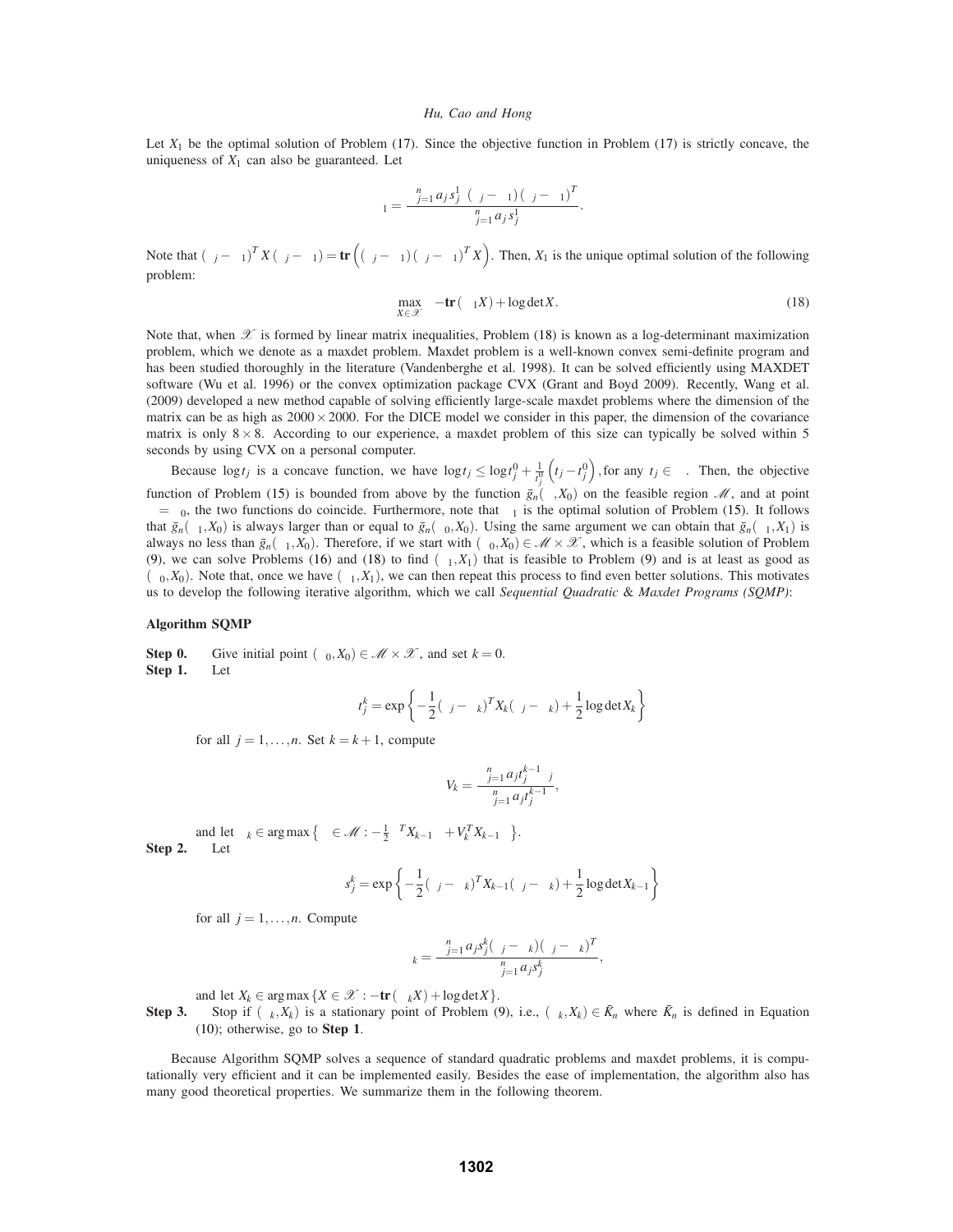Let $X_1$ be the optimal solution of Problem (17). Since the objective function in Problem (17) is strictly concave, the uniqueness of $X_1$ can also be guaranteed. Let

$$\Sigma_1 = \frac{\sum_{j=1}^{n} a_j s_j^1 \cdot (\xi_j - \mu_1)(\xi_j - \mu_1)^T}{\sum_{j=1}^{n} a_j s_j^1}.$$

Note that $(\xi_j - \mu_1)^T X (\xi_j - \mu_1) = \mathbf{tr}\left((\xi_j - \mu_1)(\xi_j - \mu_1)^T X\right)$. Then, $X_1$ is the unique optimal solution of the following problem:

$$\max_{X \in \mathscr{X}} \quad -\mathbf{tr}(\Sigma_1 X) + \log\det X. \tag{18}$$

Note that, when $\mathscr{X}$ is formed by linear matrix inequalities, Problem (18) is known as a log-determinant maximization problem, which we denote as a maxdet problem. Maxdet problem is a well-known convex semi-definite program and has been studied thoroughly in the literature (Vandenberghe et al. 1998). It can be solved efficiently using MAXDET software (Wu et al. 1996) or the convex optimization package CVX (Grant and Boyd 2009). Recently, Wang et al. (2009) developed a new method capable of solving efficiently large-scale maxdet problems where the dimension of the matrix can be as high as $2000 \times 2000$. For the DICE model we consider in this paper, the dimension of the covariance matrix is only $8 \times 8$. According to our experience, a maxdet problem of this size can typically be solved within 5 seconds by using CVX on a personal computer.

Because $\log t_j$ is a concave function, we have $\log t_j \le \log t_j^0 + \frac{1}{t_j^0}\left(t_j - t_j^0\right)$, for any $t_j \in \Re$. Then, the objective function of Problem (15) is bounded from above by the function $\bar{g}_n(\mu, X_0)$ on the feasible region $\mathscr{M}$, and at point $\mu = \mu_0$, the two functions do coincide. Furthermore, note that $\mu_1$ is the optimal solution of Problem (15). It follows that $\bar{g}_n(\mu_1, X_0)$ is always larger than or equal to $\bar{g}_n(\mu_0, X_0)$. Using the same argument we can obtain that $\bar{g}_n(\mu_1, X_1)$ is always no less than $\bar{g}_n(\mu_1, X_0)$. Therefore, if we start with $(\mu_0, X_0) \in \mathscr{M} \times \mathscr{X}$, which is a feasible solution of Problem (9), we can solve Problems (16) and (18) to find $(\mu_1, X_1)$ that is feasible to Problem (9) and is at least as good as $(\mu_0, X_0)$. Note that, once we have $(\mu_1, X_1)$, we can then repeat this process to find even better solutions. This motivates us to develop the following iterative algorithm, which we call *Sequential Quadratic & Maxdet Programs (SQMP)*:

**Algorithm SQMP**

**Step 0.** Give initial point $(\mu_0, X_0) \in \mathscr{M} \times \mathscr{X}$, and set $k = 0$.

**Step 1.** Let

$$t_j^k = \exp\left\{-\frac{1}{2}(\xi_j - \mu_k)^T X_k (\xi_j - \mu_k) + \frac{1}{2}\log\det X_k\right\}$$

for all $j = 1, \ldots, n$. Set $k = k+1$, compute

$$V_k = \frac{\sum_{j=1}^{n} a_j t_j^{k-1} \xi_j}{\sum_{j=1}^{n} a_j t_j^{k-1}},$$

and let $\mu_k \in \arg\max\left\{\mu \in \mathscr{M} : -\frac{1}{2}\mu^T X_{k-1}\mu + V_k^T X_{k-1}\mu\right\}$.

**Step 2.** Let

$$s_j^k = \exp\left\{-\frac{1}{2}(\xi_j - \mu_k)^T X_{k-1} (\xi_j - \mu_k) + \frac{1}{2}\log\det X_{k-1}\right\}$$

for all $j = 1, \ldots, n$. Compute

$$\Sigma_k = \frac{\sum_{j=1}^{n} a_j s_j^k (\xi_j - \mu_k)(\xi_j - \mu_k)^T}{\sum_{j=1}^{n} a_j s_j^k},$$

and let $X_k \in \arg\max\{X \in \mathscr{X} : -\mathbf{tr}(\Sigma_k X) + \log\det X\}$.

**Step 3.** Stop if $(\mu_k, X_k)$ is a stationary point of Problem (9), i.e., $(\mu_k, X_k) \in \bar{K}_n$ where $\bar{K}_n$ is defined in Equation (10); otherwise, go to **Step 1**.

Because Algorithm SQMP solves a sequence of standard quadratic problems and maxdet problems, it is computationally very efficient and it can be implemented easily. Besides the ease of implementation, the algorithm also has many good theoretical properties. We summarize them in the following theorem.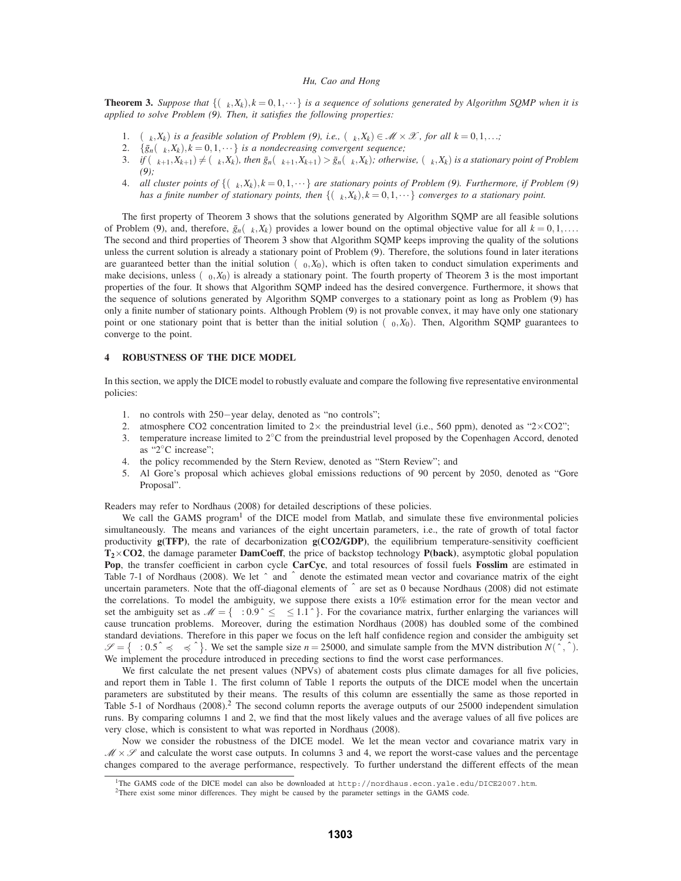**Theorem 3.** *Suppose that $\{(\mu_k, X_k), k = 0, 1, \cdots\}$ is a sequence of solutions generated by Algorithm SQMP when it is applied to solve Problem (9). Then, it satisfies the following properties:*

1. *$(\mu_k, X_k)$ is a feasible solution of Problem (9), i.e., $(\mu_k, X_k) \in \mathscr{M} \times \mathscr{X}$, for all $k = 0, 1, \ldots$;*
2. *$\{\bar{g}_n(\mu_k, X_k), k = 0, 1, \cdots\}$ is a nondecreasing convergent sequence;*
3. *if $(\mu_{k+1}, X_{k+1}) \neq (\mu_k, X_k)$, then $\bar{g}_n(\mu_{k+1}, X_{k+1}) > \bar{g}_n(\mu_k, X_k)$; otherwise, $(\mu_k, X_k)$ is a stationary point of Problem (9);*
4. *all cluster points of $\{(\mu_k, X_k), k = 0, 1, \cdots\}$ are stationary points of Problem (9). Furthermore, if Problem (9) has a finite number of stationary points, then $\{(\mu_k, X_k), k = 0, 1, \cdots\}$ converges to a stationary point.*

The first property of Theorem 3 shows that the solutions generated by Algorithm SQMP are all feasible solutions of Problem (9), and, therefore, $\bar{g}_n(\mu_k, X_k)$ provides a lower bound on the optimal objective value for all $k = 0, 1, \ldots$. The second and third properties of Theorem 3 show that Algorithm SQMP keeps improving the quality of the solutions unless the current solution is already a stationary point of Problem (9). Therefore, the solutions found in later iterations are guaranteed better than the initial solution $(\mu_0, X_0)$, which is often taken to conduct simulation experiments and make decisions, unless $(\mu_0, X_0)$ is already a stationary point. The fourth property of Theorem 3 is the most important properties of the four. It shows that Algorithm SQMP indeed has the desired convergence. Furthermore, it shows that the sequence of solutions generated by Algorithm SQMP converges to a stationary point as long as Problem (9) has only a finite number of stationary points. Although Problem (9) is not provable convex, it may have only one stationary point or one stationary point that is better than the initial solution $(\mu_0, X_0)$. Then, Algorithm SQMP guarantees to converge to the point.

## 4 ROBUSTNESS OF THE DICE MODEL

In this section, we apply the DICE model to robustly evaluate and compare the following five representative environmental policies:

1. no controls with 250−year delay, denoted as "no controls";
2. atmosphere CO2 concentration limited to 2× the preindustrial level (i.e., 560 ppm), denoted as "2×CO2";
3. temperature increase limited to 2°C from the preindustrial level proposed by the Copenhagen Accord, denoted as "2°C increase";
4. the policy recommended by the Stern Review, denoted as "Stern Review"; and
5. Al Gore's proposal which achieves global emissions reductions of 90 percent by 2050, denoted as "Gore Proposal".

Readers may refer to Nordhaus (2008) for detailed descriptions of these policies.

We call the GAMS program[1] of the DICE model from Matlab, and simulate these five environmental policies simultaneously. The means and variances of the eight uncertain parameters, i.e., the rate of growth of total factor productivity **g(TFP)**, the rate of decarbonization **g(CO2/GDP)**, the equilibrium temperature-sensitivity coefficient $\mathbf{T_2 \times CO2}$, the damage parameter **DamCoeff**, the price of backstop technology **P(back)**, asymptotic global population **Pop**, the transfer coefficient in carbon cycle **CarCyc**, and total resources of fossil fuels **Fosslim** are estimated in Table 7-1 of Nordhaus (2008). We let $\hat{\mu}$ and $\hat{\Sigma}$ denote the estimated mean vector and covariance matrix of the eight uncertain parameters. Note that the off-diagonal elements of $\hat{\Sigma}$ are set as 0 because Nordhaus (2008) did not estimate the correlations. To model the ambiguity, we suppose there exists a 10% estimation error for the mean vector and set the ambiguity set as $\mathscr{M} = \{\mu : 0.9\hat{\mu} \leq \mu \leq 1.1\hat{\mu}\}$. For the covariance matrix, further enlarging the variances will cause truncation problems. Moreover, during the estimation Nordhaus (2008) has doubled some of the combined standard deviations. Therefore in this paper we focus on the left half confidence region and consider the ambiguity set $\mathscr{S} = \left\{\Sigma : 0.5\hat{\Sigma} \preccurlyeq \Sigma \preccurlyeq \hat{\Sigma}\right\}$. We set the sample size $n = 25000$, and simulate sample from the MVN distribution $N(\hat{\mu}, \hat{\Sigma})$. We implement the procedure introduced in preceding sections to find the worst case performances.

We first calculate the net present values (NPVs) of abatement costs plus climate damages for all five policies, and report them in Table 1. The first column of Table 1 reports the outputs of the DICE model when the uncertain parameters are substituted by their means. The results of this column are essentially the same as those reported in Table 5-1 of Nordhaus (2008).[2] The second column reports the average outputs of our 25000 independent simulation runs. By comparing columns 1 and 2, we find that the most likely values and the average values of all five polices are very close, which is consistent to what was reported in Nordhaus (2008).

Now we consider the robustness of the DICE model. We let the mean vector and covariance matrix vary in $\mathscr{M} \times \mathscr{S}$ and calculate the worst case outputs. In columns 3 and 4, we report the worst-case values and the percentage changes compared to the average performance, respectively. To further understand the different effects of the mean

[1]The GAMS code of the DICE model can also be downloaded at `http://nordhaus.econ.yale.edu/DICE2007.htm`.

[2]There exist some minor differences. They might be caused by the parameter settings in the GAMS code.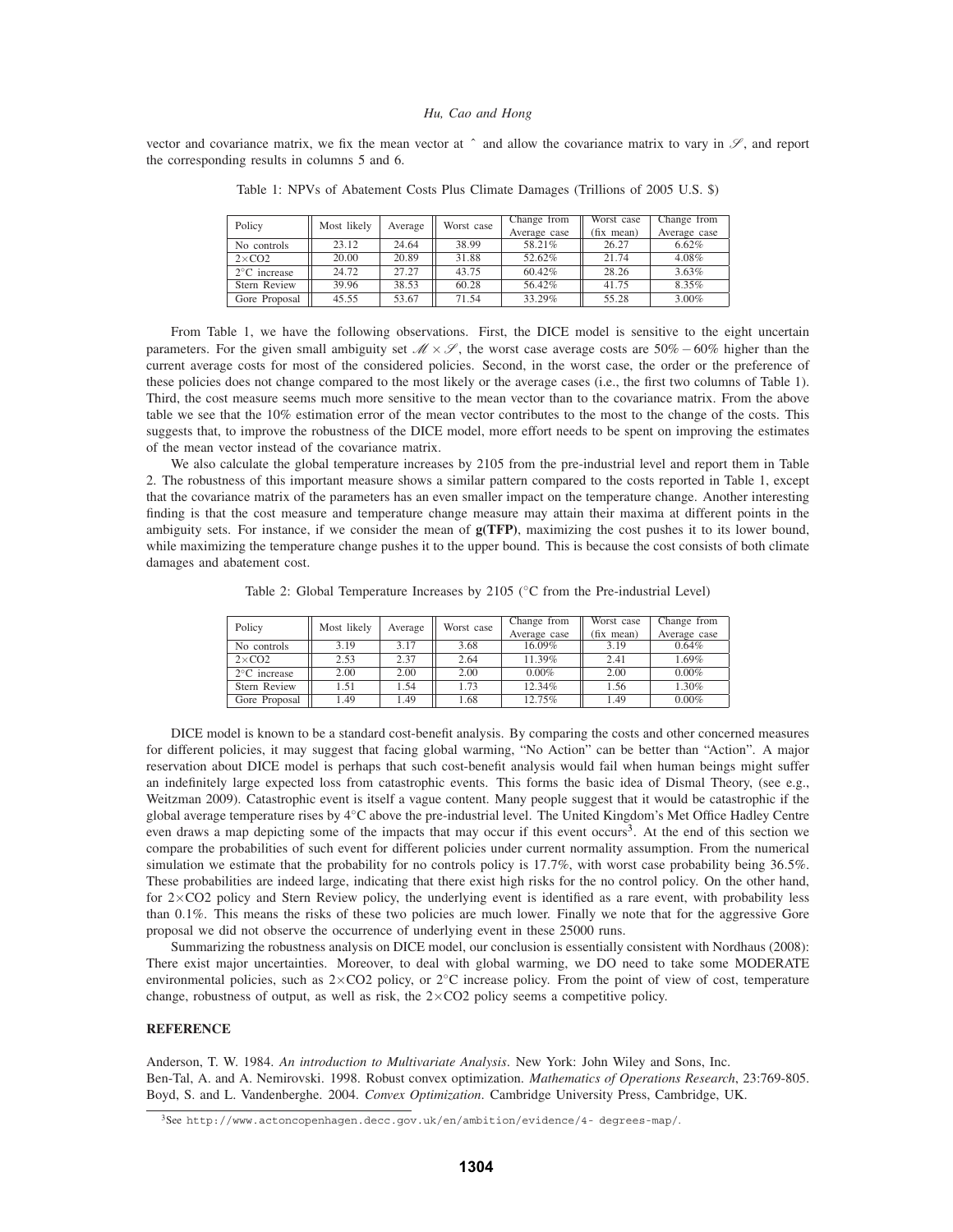vector and covariance matrix, we fix the mean vector at ˆ and allow the covariance matrix to vary in $\mathscr{S}$, and report the corresponding results in columns 5 and 6.

Table 1: NPVs of Abatement Costs Plus Climate Damages (Trillions of 2005 U.S. \$)

| Policy | Most likely | Average | Worst case | Change from Average case | Worst case (fix mean) | Change from Average case |
|---|---|---|---|---|---|---|
| No controls | 23.12 | 24.64 | 38.99 | 58.21% | 26.27 | 6.62% |
| $2\times$CO2 | 20.00 | 20.89 | 31.88 | 52.62% | 21.74 | 4.08% |
| $2^{\circ}$C increase | 24.72 | 27.27 | 43.75 | 60.42% | 28.26 | 3.63% |
| Stern Review | 39.96 | 38.53 | 60.28 | 56.42% | 41.75 | 8.35% |
| Gore Proposal | 45.55 | 53.67 | 71.54 | 33.29% | 55.28 | 3.00% |

From Table 1, we have the following observations. First, the DICE model is sensitive to the eight uncertain parameters. For the given small ambiguity set $\mathscr{M} \times \mathscr{S}$, the worst case average costs are $50\% - 60\%$ higher than the current average costs for most of the considered policies. Second, in the worst case, the order or the preference of these policies does not change compared to the most likely or the average cases (i.e., the first two columns of Table 1). Third, the cost measure seems much more sensitive to the mean vector than to the covariance matrix. From the above table we see that the 10% estimation error of the mean vector contributes to the most to the change of the costs. This suggests that, to improve the robustness of the DICE model, more effort needs to be spent on improving the estimates of the mean vector instead of the covariance matrix.

We also calculate the global temperature increases by 2105 from the pre-industrial level and report them in Table 2. The robustness of this important measure shows a similar pattern compared to the costs reported in Table 1, except that the covariance matrix of the parameters has an even smaller impact on the temperature change. Another interesting finding is that the cost measure and temperature change measure may attain their maxima at different points in the ambiguity sets. For instance, if we consider the mean of **g(TFP)**, maximizing the cost pushes it to its lower bound, while maximizing the temperature change pushes it to the upper bound. This is because the cost consists of both climate damages and abatement cost.

Table 2: Global Temperature Increases by 2105 ($^{\circ}$C from the Pre-industrial Level)

| Policy | Most likely | Average | Worst case | Change from Average case | Worst case (fix mean) | Change from Average case |
|---|---|---|---|---|---|---|
| No controls | 3.19 | 3.17 | 3.68 | 16.09% | 3.19 | 0.64% |
| $2\times$CO2 | 2.53 | 2.37 | 2.64 | 11.39% | 2.41 | 1.69% |
| $2^{\circ}$C increase | 2.00 | 2.00 | 2.00 | 0.00% | 2.00 | 0.00% |
| Stern Review | 1.51 | 1.54 | 1.73 | 12.34% | 1.56 | 1.30% |
| Gore Proposal | 1.49 | 1.49 | 1.68 | 12.75% | 1.49 | 0.00% |

DICE model is known to be a standard cost-benefit analysis. By comparing the costs and other concerned measures for different policies, it may suggest that facing global warming, "No Action" can be better than "Action". A major reservation about DICE model is perhaps that such cost-benefit analysis would fail when human beings might suffer an indefinitely large expected loss from catastrophic events. This forms the basic idea of Dismal Theory, (see e.g., Weitzman 2009). Catastrophic event is itself a vague content. Many people suggest that it would be catastrophic if the global average temperature rises by $4^{\circ}$C above the pre-industrial level. The United Kingdom's Met Office Hadley Centre even draws a map depicting some of the impacts that may occur if this event occurs[3]. At the end of this section we compare the probabilities of such event for different policies under current normality assumption. From the numerical simulation we estimate that the probability for no controls policy is 17.7%, with worst case probability being 36.5%. These probabilities are indeed large, indicating that there exist high risks for the no control policy. On the other hand, for $2\times$CO2 policy and Stern Review policy, the underlying event is identified as a rare event, with probability less than 0.1%. This means the risks of these two policies are much lower. Finally we note that for the aggressive Gore proposal we did not observe the occurrence of underlying event in these 25000 runs.

Summarizing the robustness analysis on DICE model, our conclusion is essentially consistent with Nordhaus (2008): There exist major uncertainties. Moreover, to deal with global warming, we DO need to take some MODERATE environmental policies, such as $2\times$CO2 policy, or $2^{\circ}$C increase policy. From the point of view of cost, temperature change, robustness of output, as well as risk, the $2\times$CO2 policy seems a competitive policy.

## REFERENCE

Anderson, T. W. 1984. *An introduction to Multivariate Analysis*. New York: John Wiley and Sons, Inc.

Ben-Tal, A. and A. Nemirovski. 1998. Robust convex optimization. *Mathematics of Operations Research*, 23:769-805.

Boyd, S. and L. Vandenberghe. 2004. *Convex Optimization*. Cambridge University Press, Cambridge, UK.

[3]See http://www.actoncopenhagen.decc.gov.uk/en/ambition/evidence/4- degrees-map/.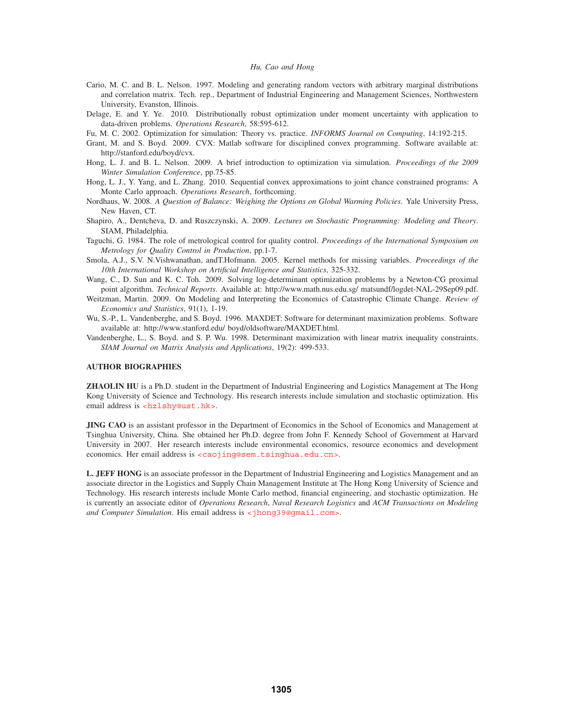Cario, M. C. and B. L. Nelson. 1997. Modeling and generating random vectors with arbitrary marginal distributions and correlation matrix. Tech. rep., Department of Industrial Engineering and Management Sciences, Northwestern University, Evanston, Illinois.

Delage, E. and Y. Ye. 2010. Distributionally robust optimization under moment uncertainty with application to data-driven problems. *Operations Research*, 58:595-612.

Fu, M. C. 2002. Optimization for simulation: Theory vs. practice. *INFORMS Journal on Computing*, 14:192-215.

Grant, M. and S. Boyd. 2009. CVX: Matlab software for disciplined convex programming. Software available at: http://stanford.edu/boyd/cvx.

Hong, L. J. and B. L. Nelson. 2009. A brief introduction to optimization via simulation. *Proceedings of the 2009 Winter Simulation Conference*, pp.75-85.

Hong, L. J., Y. Yang, and L. Zhang. 2010. Sequential convex approximations to joint chance constrained programs: A Monte Carlo approach. *Operations Research*, forthcoming.

Nordhaus, W. 2008. *A Question of Balance: Weighing the Options on Global Warming Policies*. Yale University Press, New Haven, CT.

Shapiro, A., Dentcheva, D. and Ruszczynski, A. 2009. *Lectures on Stochastic Programming: Modeling and Theory*. SIAM, Philadelphia.

Taguchi, G. 1984. The role of metrological control for quality control. *Proceedings of the International Symposium on Metrology for Quality Control in Production*, pp.1-7.

Smola, A.J., S.V. N.Vishwanathan, andT.Hofmann. 2005. Kernel methods for missing variables. *Proceedings of the 10th International Workshop on Artificial Intelligence and Statistics*, 325-332.

Wang, C., D. Sun and K. C. Toh. 2009. Solving log-determinant optimization problems by a Newton-CG proximal point algorithm. *Technical Reports*. Available at: http://www.math.nus.edu.sg/ matsundf/logdet-NAL-29Sep09.pdf.

Weitzman, Martin. 2009. On Modeling and Interpreting the Economics of Catastrophic Climate Change. *Review of Economics and Statistics*, 91(1), 1-19.

Wu, S.-P., L. Vandenberghe, and S. Boyd. 1996. MAXDET: Software for determinant maximization problems. Software available at: http://www.stanford.edu/ boyd/oldsoftware/MAXDET.html.

Vandenberghe, L., S. Boyd. and S. P. Wu. 1998. Determinant maximization with linear matrix inequality constraints. *SIAM Journal on Matrix Analysis and Applications*, 19(2): 499-533.

## AUTHOR BIOGRAPHIES

**ZHAOLIN HU** is a Ph.D. student in the Department of Industrial Engineering and Logistics Management at The Hong Kong University of Science and Technology. His research interests include simulation and stochastic optimization. His email address is <hzlshy@ust.hk>.

**JING CAO** is an assistant professor in the Department of Economics in the School of Economics and Management at Tsinghua University, China. She obtained her Ph.D. degree from John F. Kennedy School of Government at Harvard University in 2007. Her research interests include environmental economics, resource economics and development economics. Her email address is <caojing@sem.tsinghua.edu.cn>.

**L. JEFF HONG** is an associate professor in the Department of Industrial Engineering and Logistics Management and an associate director in the Logistics and Supply Chain Management Institute at The Hong Kong University of Science and Technology. His research interests include Monte Carlo method, financial engineering, and stochastic optimization. He is currently an associate editor of *Operations Research*, *Naval Research Logistics* and *ACM Transactions on Modeling and Computer Simulation*. His email address is <jhong39@gmail.com>.